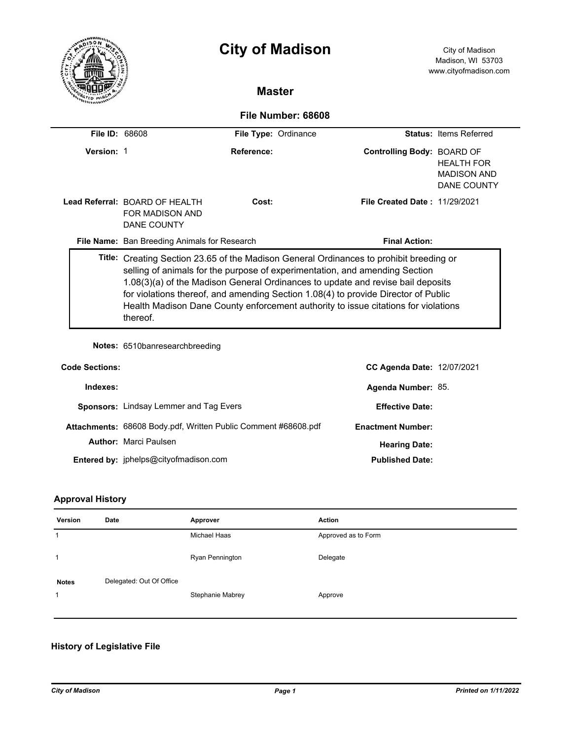# City of Madison

City of Madison
Madison, WI 53703
www.cityofmadison.com

## Master

### File Number: 68608

**File ID:** 68608 **File Type:** Ordinance **Status:** Items Referred

**Version:** 1 **Reference:** **Controlling Body:** BOARD OF HEALTH FOR MADISON AND DANE COUNTY

**Lead Referral:** BOARD OF HEALTH FOR MADISON AND DANE COUNTY **Cost:** **File Created Date :** 11/29/2021

**File Name:** Ban Breeding Animals for Research **Final Action:**

**Title:** Creating Section 23.65 of the Madison General Ordinances to prohibit breeding or selling of animals for the purpose of experimentation, and amending Section 1.08(3)(a) of the Madison General Ordinances to update and revise bail deposits for violations thereof, and amending Section 1.08(4) to provide Director of Public Health Madison Dane County enforcement authority to issue citations for violations thereof.

**Notes:** 6510banresearchbreeding

**Code Sections:** **CC Agenda Date:** 12/07/2021

**Indexes:** **Agenda Number:** 85.

**Sponsors:** Lindsay Lemmer and Tag Evers **Effective Date:**

**Attachments:** 68608 Body.pdf, Written Public Comment #68608.pdf **Enactment Number:**

**Author:** Marci Paulsen **Hearing Date:**

**Entered by:** jphelps@cityofmadison.com **Published Date:**

### Approval History

| Version | Date | Approver | Action |
|---|---|---|---|
| 1 | | Michael Haas | Approved as to Form |
| 1 | | Ryan Pennington | Delegate |
| **Notes** | Delegated: Out Of Office | | |
| 1 | | Stephanie Mabrey | Approve |

### History of Legislative File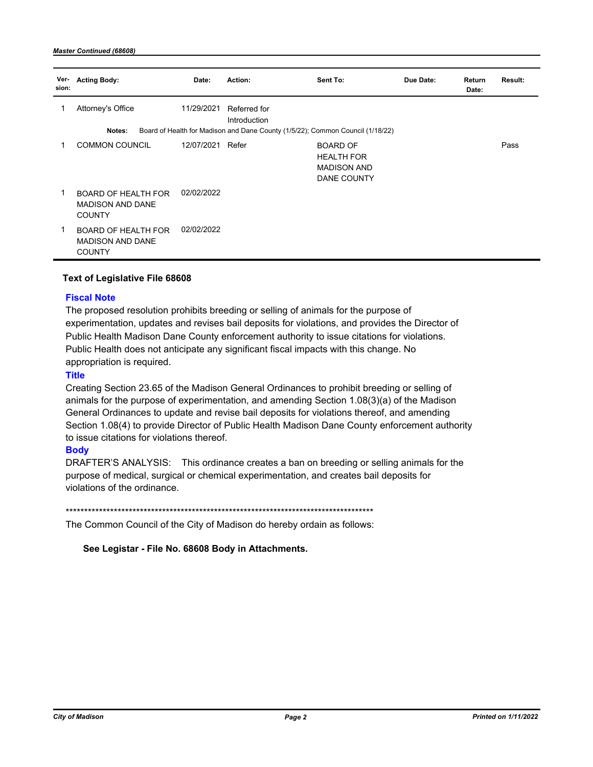*Master Continued (68608)*

| Version: | Acting Body: | Date: | Action: | Sent To: | Due Date: | Return Date: | Result: |
|---|---|---|---|---|---|---|---|
| 1 | Attorney's Office | 11/29/2021 | Referred for Introduction | | | | |
| | Notes: Board of Health for Madison and Dane County (1/5/22); Common Council (1/18/22) | | | | | | |
| 1 | COMMON COUNCIL | 12/07/2021 | Refer | BOARD OF HEALTH FOR MADISON AND DANE COUNTY | | | Pass |
| 1 | BOARD OF HEALTH FOR MADISON AND DANE COUNTY | 02/02/2022 | | | | | |
| 1 | BOARD OF HEALTH FOR MADISON AND DANE COUNTY | 02/02/2022 | | | | | |

**Text of Legislative File 68608**

### Fiscal Note

The proposed resolution prohibits breeding or selling of animals for the purpose of experimentation, updates and revises bail deposits for violations, and provides the Director of Public Health Madison Dane County enforcement authority to issue citations for violations. Public Health does not anticipate any significant fiscal impacts with this change. No appropriation is required.

### Title

Creating Section 23.65 of the Madison General Ordinances to prohibit breeding or selling of animals for the purpose of experimentation, and amending Section 1.08(3)(a) of the Madison General Ordinances to update and revise bail deposits for violations thereof, and amending Section 1.08(4) to provide Director of Public Health Madison Dane County enforcement authority to issue citations for violations thereof.

### Body

DRAFTER'S ANALYSIS: This ordinance creates a ban on breeding or selling animals for the purpose of medical, surgical or chemical experimentation, and creates bail deposits for violations of the ordinance.

***************************************************************************************

The Common Council of the City of Madison do hereby ordain as follows:

**See Legistar - File No. 68608 Body in Attachments.**